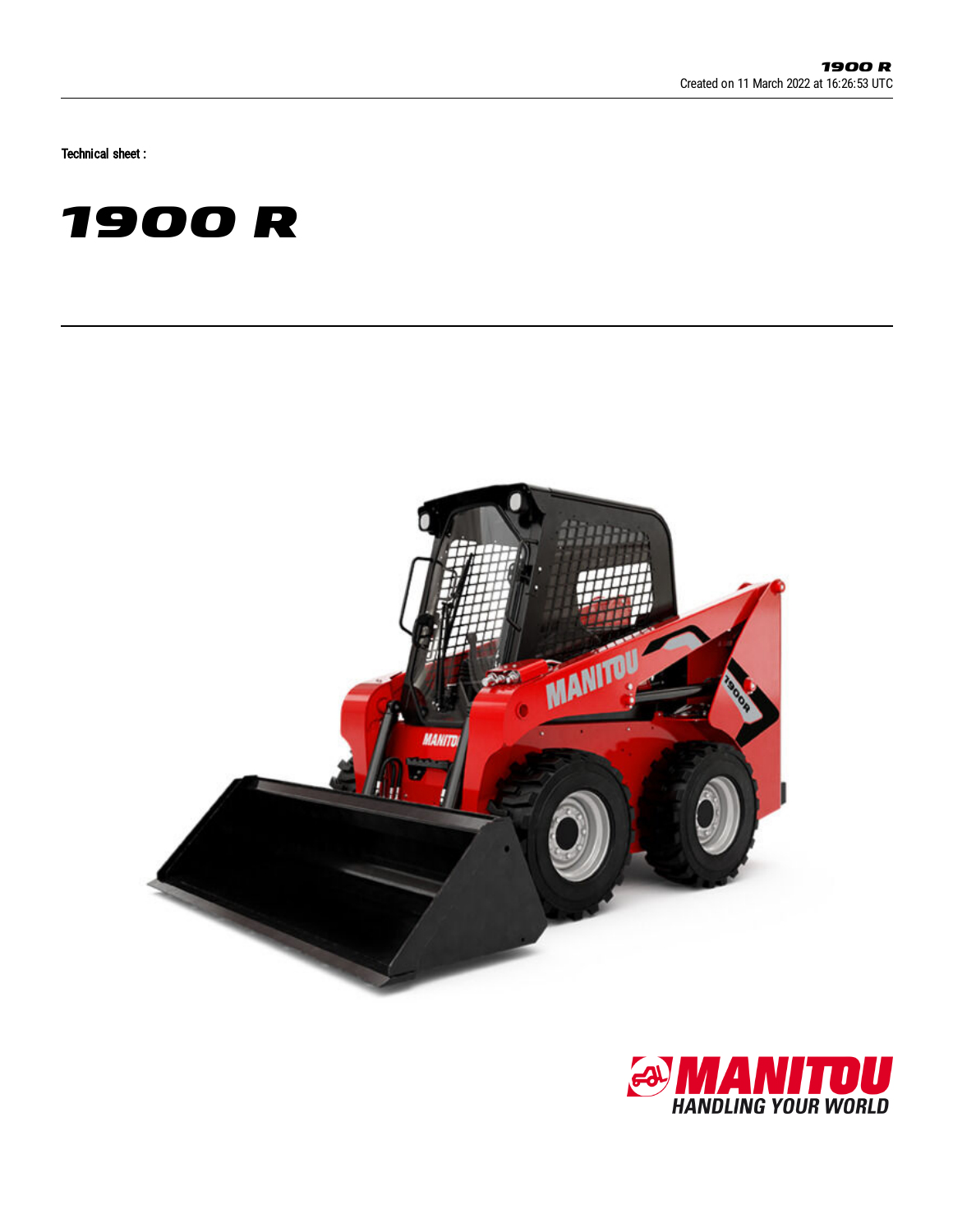Technical sheet :

# 1900 R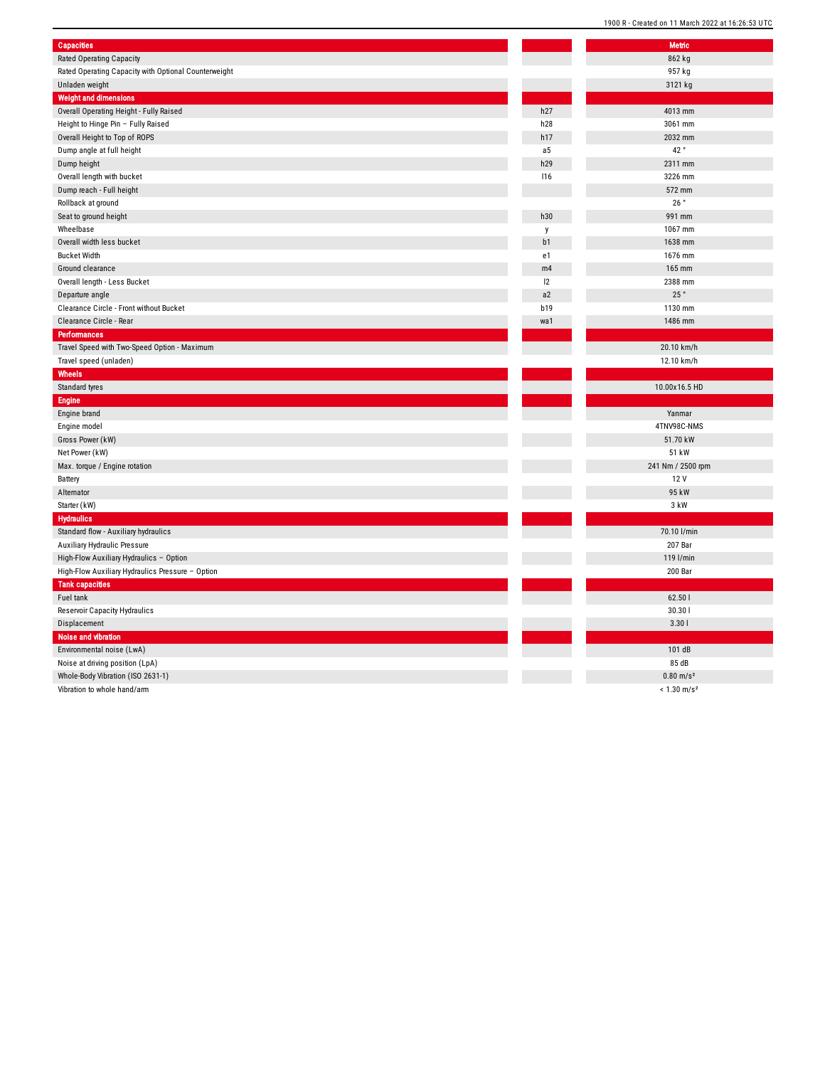| Capacities | | Metric |
|---|---|---|
| Rated Operating Capacity | | 862 kg |
| Rated Operating Capacity with Optional Counterweight | | 957 kg |
| Unladen weight | | 3121 kg |
| **Weight and dimensions** | | |
| Overall Operating Height - Fully Raised | h27 | 4013 mm |
| Height to Hinge Pin – Fully Raised | h28 | 3061 mm |
| Overall Height to Top of ROPS | h17 | 2032 mm |
| Dump angle at full height | a5 | 42 ° |
| Dump height | h29 | 2311 mm |
| Overall length with bucket | l16 | 3226 mm |
| Dump reach - Full height | | 572 mm |
| Rollback at ground | | 26 ° |
| Seat to ground height | h30 | 991 mm |
| Wheelbase | y | 1067 mm |
| Overall width less bucket | b1 | 1638 mm |
| Bucket Width | e1 | 1676 mm |
| Ground clearance | m4 | 165 mm |
| Overall length - Less Bucket | l2 | 2388 mm |
| Departure angle | a2 | 25 ° |
| Clearance Circle - Front without Bucket | b19 | 1130 mm |
| Clearance Circle - Rear | wa1 | 1486 mm |
| **Performances** | | |
| Travel Speed with Two-Speed Option - Maximum | | 20.10 km/h |
| Travel speed (unladen) | | 12.10 km/h |
| **Wheels** | | |
| Standard tyres | | 10.00x16.5 HD |
| **Engine** | | |
| Engine brand | | Yanmar |
| Engine model | | 4TNV98C-NMS |
| Gross Power (kW) | | 51.70 kW |
| Net Power (kW) | | 51 kW |
| Max. torque / Engine rotation | | 241 Nm / 2500 rpm |
| Battery | | 12 V |
| Alternator | | 95 kW |
| Starter (kW) | | 3 kW |
| **Hydraulics** | | |
| Standard flow - Auxiliary hydraulics | | 70.10 l/min |
| Auxiliary Hydraulic Pressure | | 207 Bar |
| High-Flow Auxiliary Hydraulics – Option | | 119 l/min |
| High-Flow Auxiliary Hydraulics Pressure – Option | | 200 Bar |
| **Tank capacities** | | |
| Fuel tank | | 62.50 l |
| Reservoir Capacity Hydraulics | | 30.30 l |
| Displacement | | 3.30 l |
| **Noise and vibration** | | |
| Environmental noise (LwA) | | 101 dB |
| Noise at driving position (LpA) | | 85 dB |
| Whole-Body Vibration (ISO 2631-1) | | 0.80 m/s² |
| Vibration to whole hand/arm | | < 1.30 m/s² |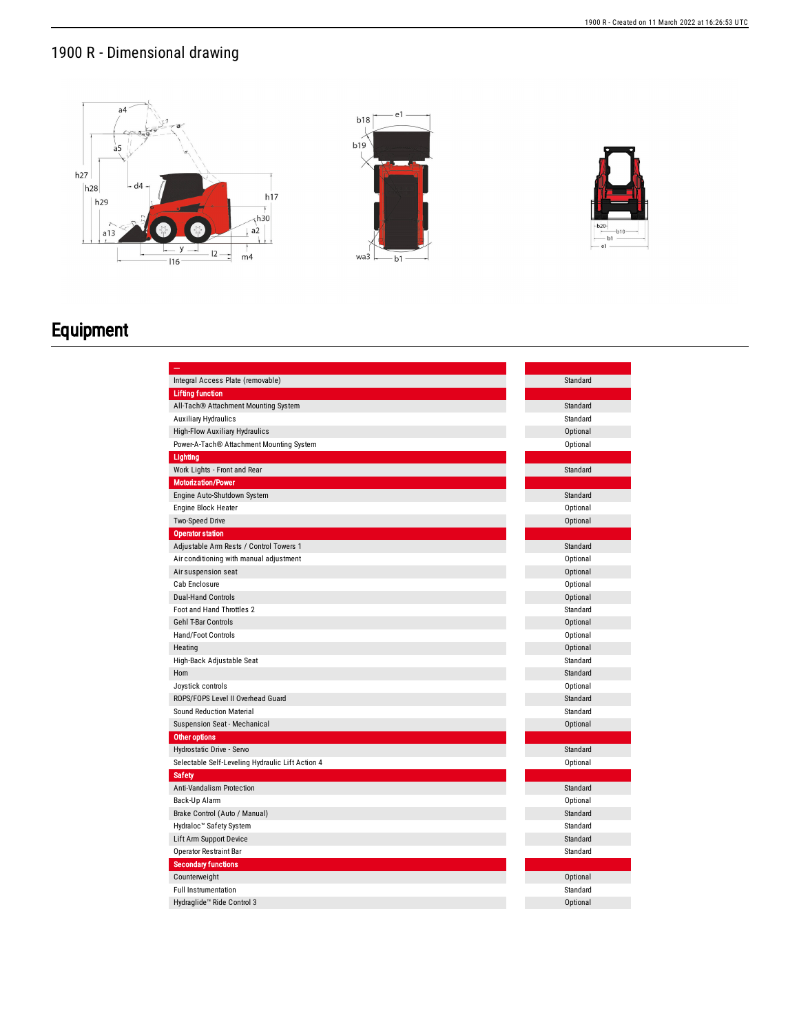## 1900 R - Dimensional drawing

# Equipment

| – | |
|---|---|
| Integral Access Plate (removable) | Standard |
| **Lifting function** | |
| All-Tach® Attachment Mounting System | Standard |
| Auxiliary Hydraulics | Standard |
| High-Flow Auxiliary Hydraulics | Optional |
| Power-A-Tach® Attachment Mounting System | Optional |
| **Lighting** | |
| Work Lights - Front and Rear | Standard |
| **Motorization/Power** | |
| Engine Auto-Shutdown System | Standard |
| Engine Block Heater | Optional |
| Two-Speed Drive | Optional |
| **Operator station** | |
| Adjustable Arm Rests / Control Towers 1 | Standard |
| Air conditioning with manual adjustment | Optional |
| Air suspension seat | Optional |
| Cab Enclosure | Optional |
| Dual-Hand Controls | Optional |
| Foot and Hand Throttles 2 | Standard |
| Gehl T-Bar Controls | Optional |
| Hand/Foot Controls | Optional |
| Heating | Optional |
| High-Back Adjustable Seat | Standard |
| Horn | Standard |
| Joystick controls | Optional |
| ROPS/FOPS Level II Overhead Guard | Standard |
| Sound Reduction Material | Standard |
| Suspension Seat - Mechanical | Optional |
| **Other options** | |
| Hydrostatic Drive - Servo | Standard |
| Selectable Self-Leveling Hydraulic Lift Action 4 | Optional |
| **Safety** | |
| Anti-Vandalism Protection | Standard |
| Back-Up Alarm | Optional |
| Brake Control (Auto / Manual) | Standard |
| Hydraloc™ Safety System | Standard |
| Lift Arm Support Device | Standard |
| Operator Restraint Bar | Standard |
| **Secondary functions** | |
| Counterweight | Optional |
| Full Instrumentation | Standard |
| Hydraglide™ Ride Control 3 | Optional |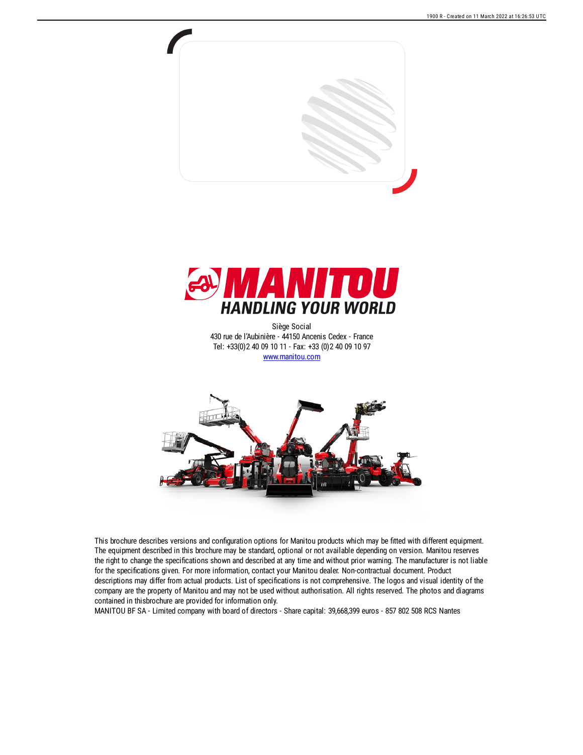Siège Social

430 rue de l'Aubinière - 44150 Ancenis Cedex - France

Tel: +33(0)2 40 09 10 11 - Fax: +33 (0)2 40 09 10 97

www.manitou.com

This brochure describes versions and configuration options for Manitou products which may be fitted with different equipment. The equipment described in this brochure may be standard, optional or not available depending on version. Manitou reserves the right to change the specifications shown and described at any time and without prior warning. The manufacturer is not liable for the specifications given. For more information, contact your Manitou dealer. Non-contractual document. Product descriptions may differ from actual products. List of specifications is not comprehensive. The logos and visual identity of the company are the property of Manitou and may not be used without authorisation. All rights reserved. The photos and diagrams contained in thisbrochure are provided for information only.

MANITOU BF SA - Limited company with board of directors - Share capital: 39,668,399 euros - 857 802 508 RCS Nantes